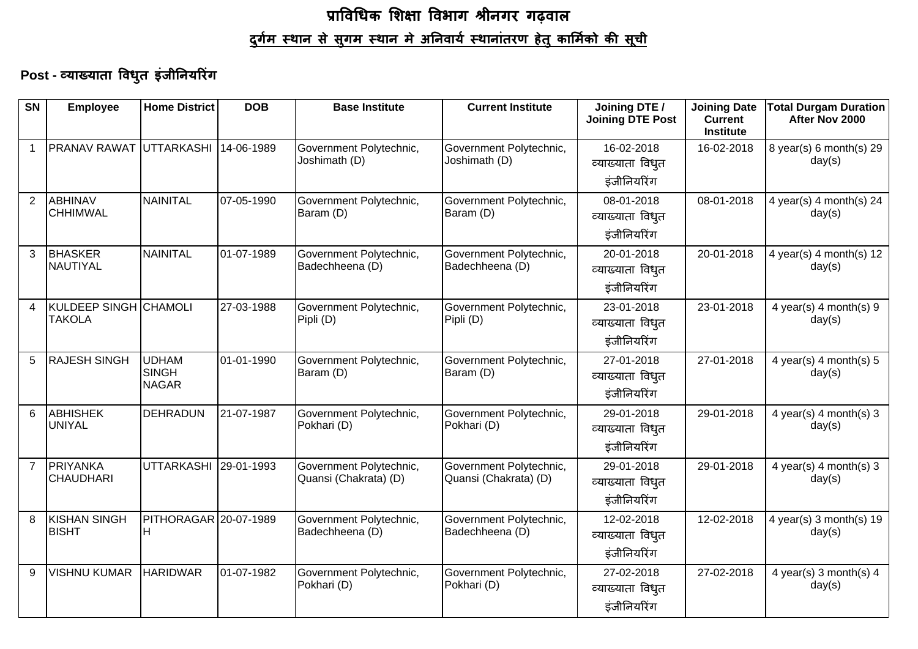# प्राविधिक शिक्षा विभाग श्रीनगर गढ़वाल

## दुर्गम स्थान से सुगम स्थान मे अनिवार्य स्थानांतरण हेतु कार्मिको की सूची

### Post - व्याख्याता विधुत इंजीनियरिंग

| SN | Employee | Home District | DOB | Base Institute | Current Institute | Joining DTE / Joining DTE Post | Joining Date Current Institute | Total Durgam Duration After Nov 2000 |
|---|---|---|---|---|---|---|---|---|
| 1 | PRANAV RAWAT | UTTARKASHI | 14-06-1989 | Government Polytechnic, Joshimath (D) | Government Polytechnic, Joshimath (D) | 16-02-2018 व्याख्याता विधुत इंजीनियरिंग | 16-02-2018 | 8 year(s) 6 month(s) 29 day(s) |
| 2 | ABHINAV CHHIMWAL | NAINITAL | 07-05-1990 | Government Polytechnic, Baram (D) | Government Polytechnic, Baram (D) | 08-01-2018 व्याख्याता विधुत इंजीनियरिंग | 08-01-2018 | 4 year(s) 4 month(s) 24 day(s) |
| 3 | BHASKER NAUTIYAL | NAINITAL | 01-07-1989 | Government Polytechnic, Badechheena (D) | Government Polytechnic, Badechheena (D) | 20-01-2018 व्याख्याता विधुत इंजीनियरिंग | 20-01-2018 | 4 year(s) 4 month(s) 12 day(s) |
| 4 | KULDEEP SINGH TAKOLA | CHAMOLI | 27-03-1988 | Government Polytechnic, Pipli (D) | Government Polytechnic, Pipli (D) | 23-01-2018 व्याख्याता विधुत इंजीनियरिंग | 23-01-2018 | 4 year(s) 4 month(s) 9 day(s) |
| 5 | RAJESH SINGH | UDHAM SINGH NAGAR | 01-01-1990 | Government Polytechnic, Baram (D) | Government Polytechnic, Baram (D) | 27-01-2018 व्याख्याता विधुत इंजीनियरिंग | 27-01-2018 | 4 year(s) 4 month(s) 5 day(s) |
| 6 | ABHISHEK UNIYAL | DEHRADUN | 21-07-1987 | Government Polytechnic, Pokhari (D) | Government Polytechnic, Pokhari (D) | 29-01-2018 व्याख्याता विधुत इंजीनियरिंग | 29-01-2018 | 4 year(s) 4 month(s) 3 day(s) |
| 7 | PRIYANKA CHAUDHARI | UTTARKASHI | 29-01-1993 | Government Polytechnic, Quansi (Chakrata) (D) | Government Polytechnic, Quansi (Chakrata) (D) | 29-01-2018 व्याख्याता विधुत इंजीनियरिंग | 29-01-2018 | 4 year(s) 4 month(s) 3 day(s) |
| 8 | KISHAN SINGH BISHT | PITHORAGARH | 20-07-1989 | Government Polytechnic, Badechheena (D) | Government Polytechnic, Badechheena (D) | 12-02-2018 व्याख्याता विधुत इंजीनियरिंग | 12-02-2018 | 4 year(s) 3 month(s) 19 day(s) |
| 9 | VISHNU KUMAR | HARIDWAR | 01-07-1982 | Government Polytechnic, Pokhari (D) | Government Polytechnic, Pokhari (D) | 27-02-2018 व्याख्याता विधुत इंजीनियरिंग | 27-02-2018 | 4 year(s) 3 month(s) 4 day(s) |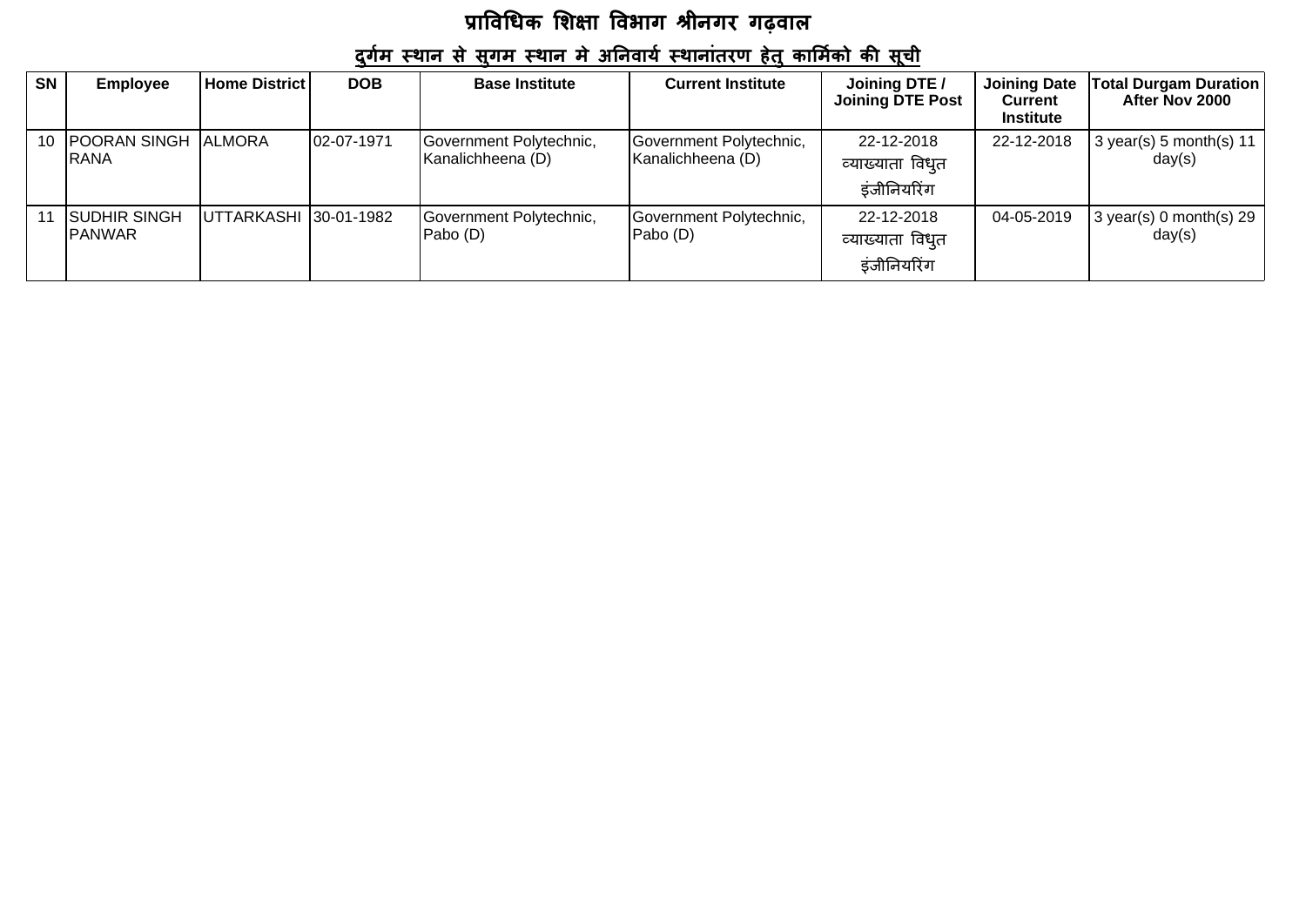# प्राविधिक शिक्षा विभाग श्रीनगर गढ़वाल

## दुर्गम स्थान से सुगम स्थान मे अनिवार्य स्थानांतरण हेतु कार्मिको की सूची

| SN | Employee | Home District | DOB | Base Institute | Current Institute | Joining DTE / Joining DTE Post | Joining Date Current Institute | Total Durgam Duration After Nov 2000 |
|---|---|---|---|---|---|---|---|---|
| 10 | POORAN SINGH RANA | ALMORA | 02-07-1971 | Government Polytechnic, Kanalichheena (D) | Government Polytechnic, Kanalichheena (D) | 22-12-2018 व्याख्याता विधुत इंजीनियरिंग | 22-12-2018 | 3 year(s) 5 month(s) 11 day(s) |
| 11 | SUDHIR SINGH PANWAR | UTTARKASHI | 30-01-1982 | Government Polytechnic, Pabo (D) | Government Polytechnic, Pabo (D) | 22-12-2018 व्याख्याता विधुत इंजीनियरिंग | 04-05-2019 | 3 year(s) 0 month(s) 29 day(s) |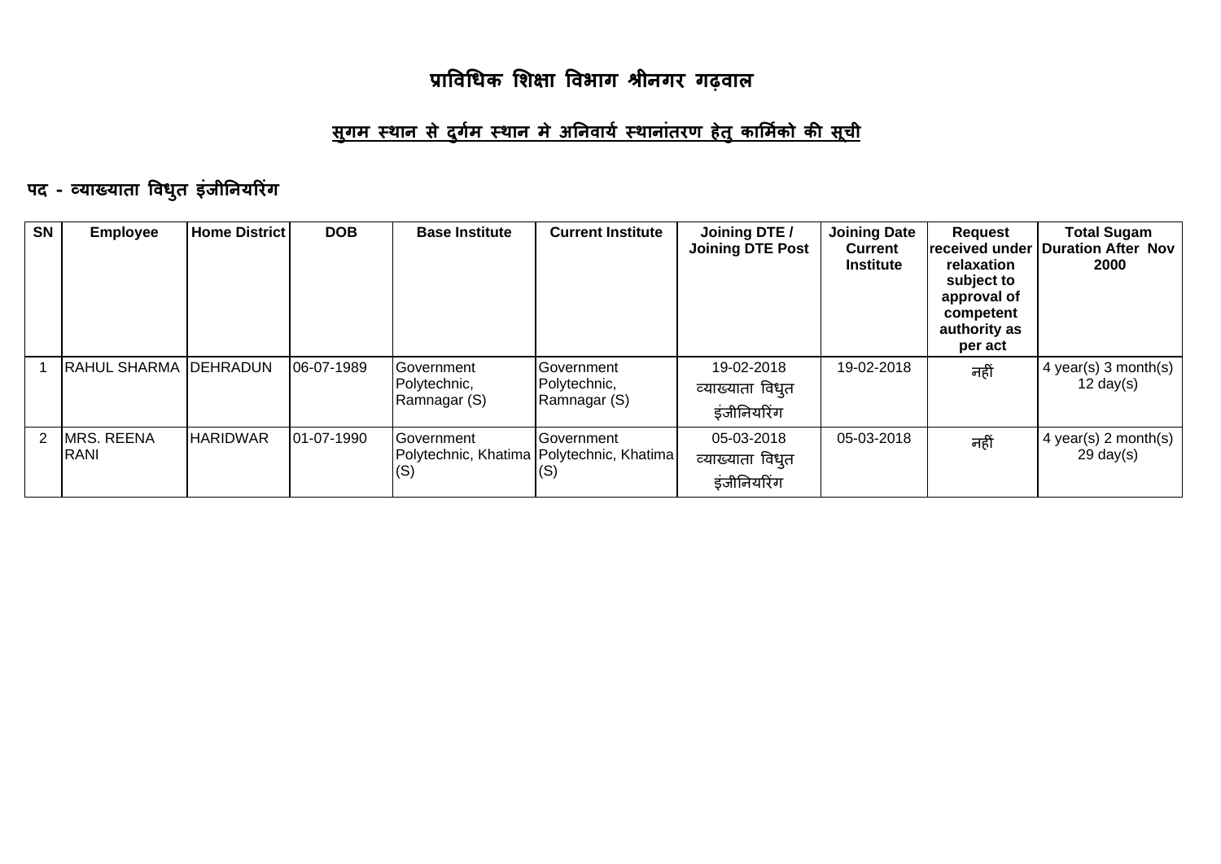# प्राविधिक शिक्षा विभाग श्रीनगर गढ़वाल

## सुगम स्थान से दुर्गम स्थान मे अनिवार्य स्थानांतरण हेतु कार्मिको की सूची

### पद - व्याख्याता विधुत इंजीनियरिंग

| SN | Employee | Home District | DOB | Base Institute | Current Institute | Joining DTE / Joining DTE Post | Joining Date Current Institute | Request received under relaxation subject to approval of competent authority as per act | Total Sugam Duration After Nov 2000 |
|---|---|---|---|---|---|---|---|---|---|
| 1 | RAHUL SHARMA | DEHRADUN | 06-07-1989 | Government Polytechnic, Ramnagar (S) | Government Polytechnic, Ramnagar (S) | 19-02-2018 व्याख्याता विधुत इंजीनियरिंग | 19-02-2018 | नहीं | 4 year(s) 3 month(s) 12 day(s) |
| 2 | MRS. REENA RANI | HARIDWAR | 01-07-1990 | Government Polytechnic, Khatima (S) | Government Polytechnic, Khatima (S) | 05-03-2018 व्याख्याता विधुत इंजीनियरिंग | 05-03-2018 | नहीं | 4 year(s) 2 month(s) 29 day(s) |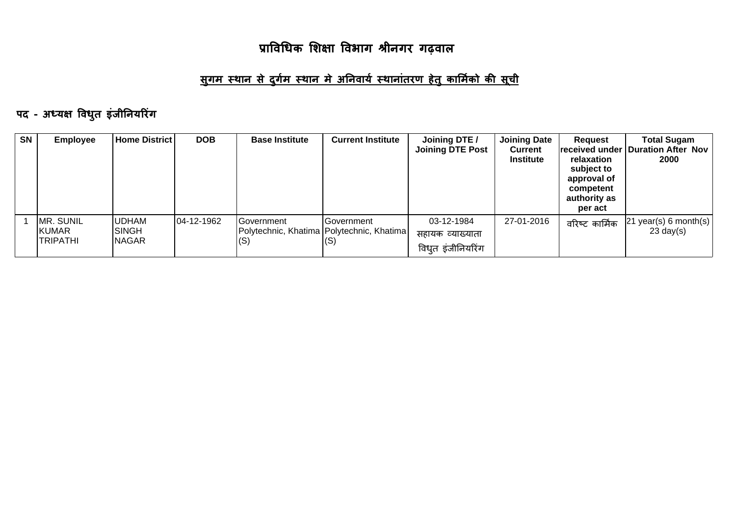# प्राविधिक शिक्षा विभाग श्रीनगर गढ़वाल

## <u>सुगम स्थान से दुर्गम स्थान मे अनिवार्य स्थानांतरण हेतु कार्मिको की सूची</u>

### पद - अध्यक्ष विधुत इंजीनियरिंग

| SN | Employee | Home District | DOB | Base Institute | Current Institute | Joining DTE / Joining DTE Post | Joining Date Current Institute | Request received under relaxation subject to approval of competent authority as per act | Total Sugam Duration After Nov 2000 |
|---|---|---|---|---|---|---|---|---|---|
| 1 | MR. SUNIL KUMAR TRIPATHI | UDHAM SINGH NAGAR | 04-12-1962 | Government Polytechnic, Khatima (S) | Government Polytechnic, Khatima (S) | 03-12-1984 सहायक व्याख्याता विधुत इंजीनियरिंग | 27-01-2016 | वरिष्ट कार्मिक | 21 year(s) 6 month(s) 23 day(s) |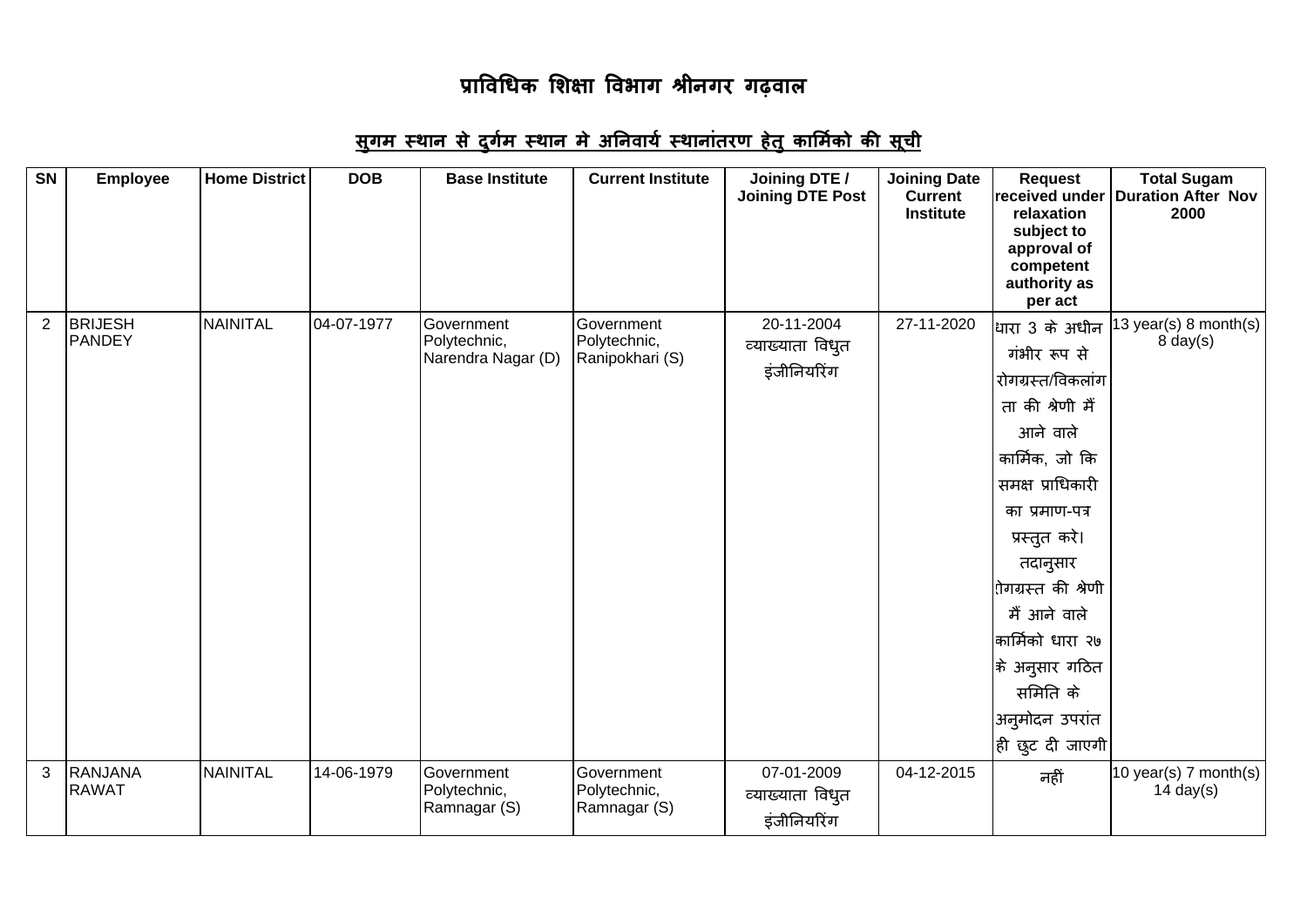# प्राविधिक शिक्षा विभाग श्रीनगर गढ़वाल

## सुगम स्थान से दुर्गम स्थान मे अनिवार्य स्थानांतरण हेतु कार्मिको की सूची

| SN | Employee | Home District | DOB | Base Institute | Current Institute | Joining DTE / Joining DTE Post | Joining Date Current Institute | Request received under relaxation subject to approval of competent authority as per act | Total Sugam Duration After Nov 2000 |
|---|---|---|---|---|---|---|---|---|---|
| 2 | BRIJESH PANDEY | NAINITAL | 04-07-1977 | Government Polytechnic, Narendra Nagar (D) | Government Polytechnic, Ranipokhari (S) | 20-11-2004 व्याख्याता विधुत इंजीनियरिंग | 27-11-2020 | धारा 3 के अधीन गंभीर रूप से रोगग्रस्त/विकलांगता की श्रेणी मैं आने वाले कार्मिक, जो कि समक्ष प्राधिकारी का प्रमाण-पत्र प्रस्तुत करे। तदानुसार रोगग्रस्त की श्रेणी मैं आने वाले कार्मिको धारा २७ के अनुसार गठित समिति के अनुमोदन उपरांत ही छुट दी जाएगी | 13 year(s) 8 month(s) 8 day(s) |
| 3 | RANJANA RAWAT | NAINITAL | 14-06-1979 | Government Polytechnic, Ramnagar (S) | Government Polytechnic, Ramnagar (S) | 07-01-2009 व्याख्याता विधुत इंजीनियरिंग | 04-12-2015 | नहीं | 10 year(s) 7 month(s) 14 day(s) |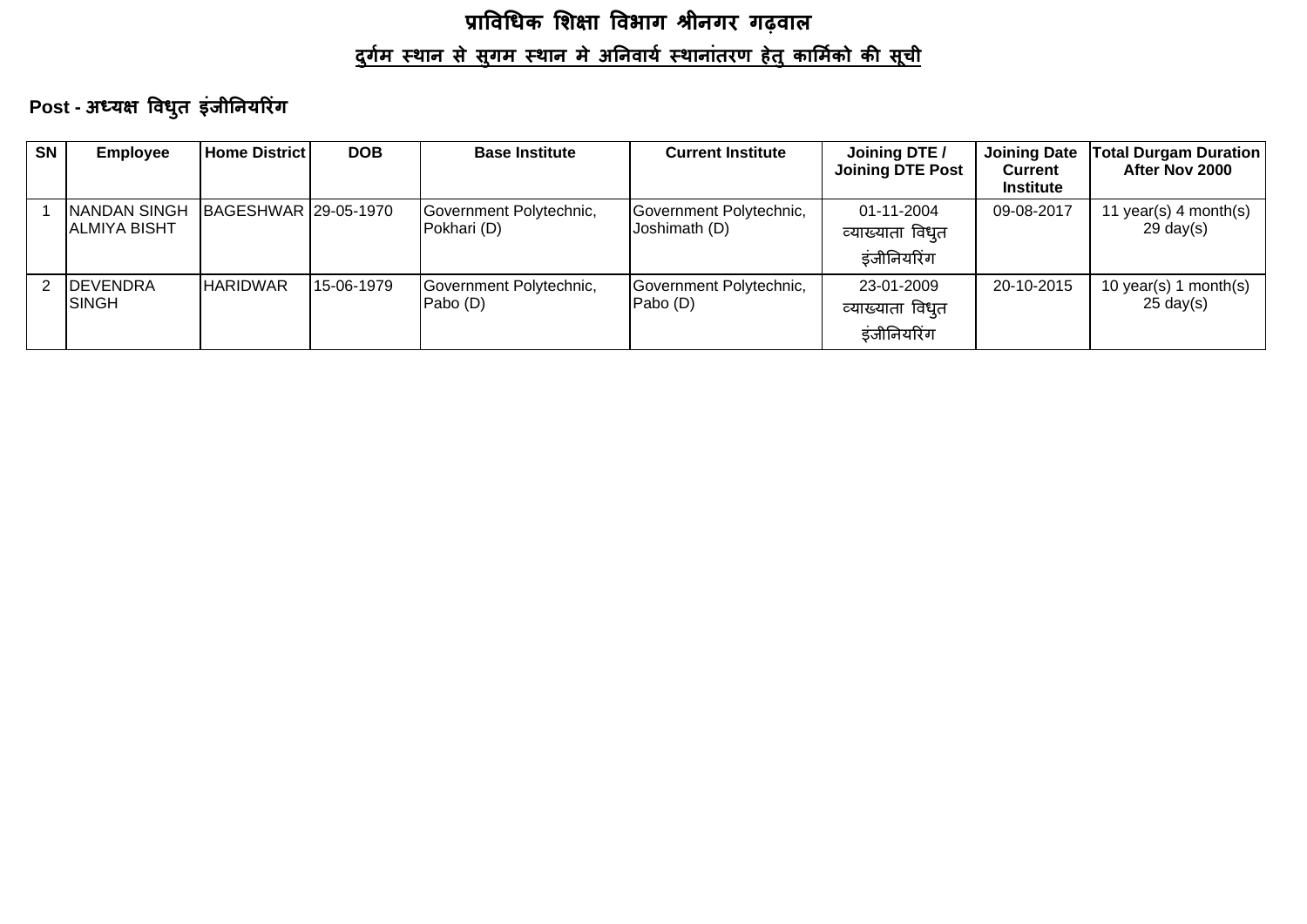# प्राविधिक शिक्षा विभाग श्रीनगर गढ़वाल

## दुर्गम स्थान से सुगम स्थान मे अनिवार्य स्थानांतरण हेतु कार्मिको की सूची

**Post - अध्यक्ष विधुत इंजीनियरिंग**

| SN | Employee | Home District | DOB | Base Institute | Current Institute | Joining DTE / Joining DTE Post | Joining Date Current Institute | Total Durgam Duration After Nov 2000 |
|---|---|---|---|---|---|---|---|---|
| 1 | NANDAN SINGH ALMIYA BISHT | BAGESHWAR | 29-05-1970 | Government Polytechnic, Pokhari (D) | Government Polytechnic, Joshimath (D) | 01-11-2004 व्याख्याता विधुत इंजीनियरिंग | 09-08-2017 | 11 year(s) 4 month(s) 29 day(s) |
| 2 | DEVENDRA SINGH | HARIDWAR | 15-06-1979 | Government Polytechnic, Pabo (D) | Government Polytechnic, Pabo (D) | 23-01-2009 व्याख्याता विधुत इंजीनियरिंग | 20-10-2015 | 10 year(s) 1 month(s) 25 day(s) |